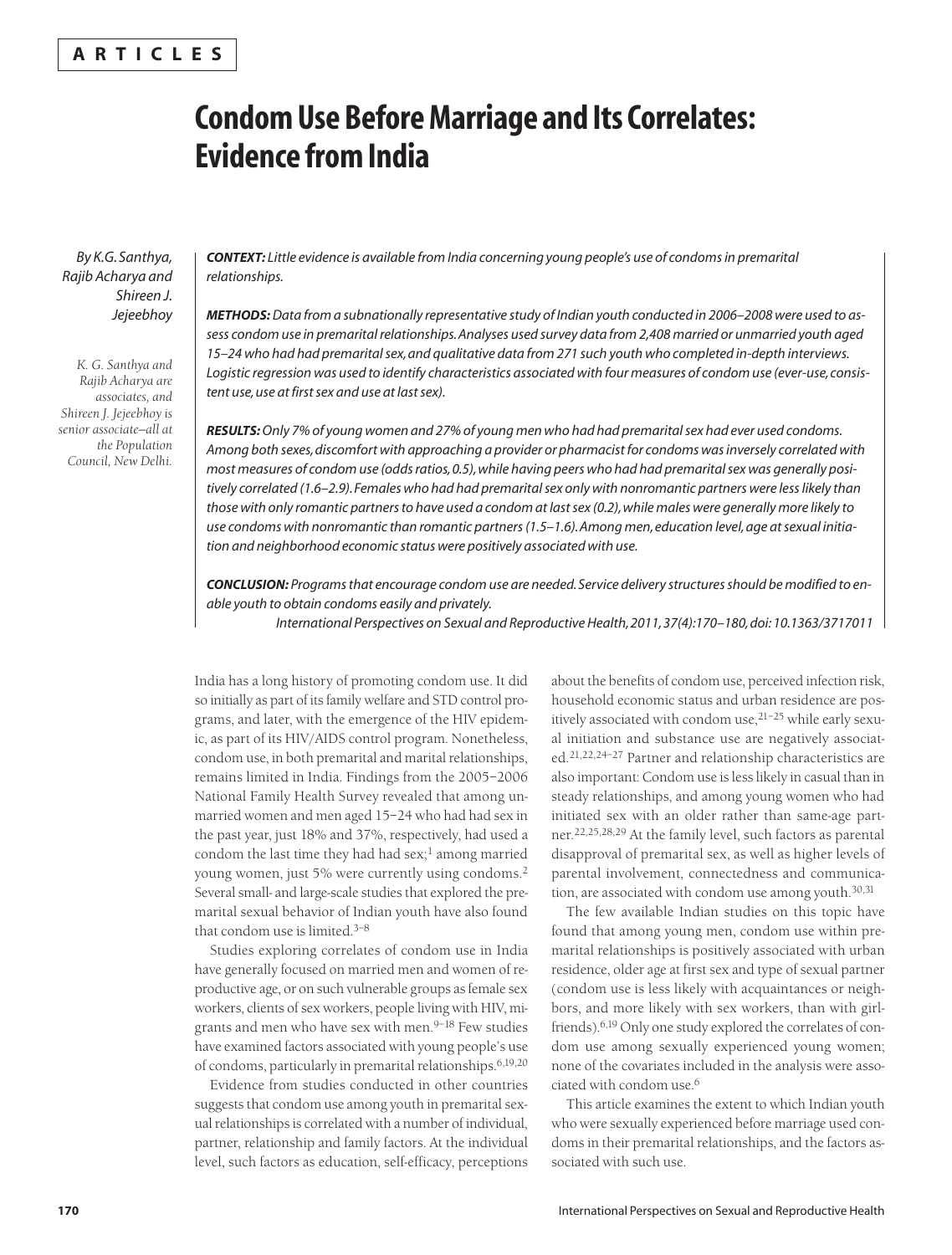**ARTICLES**

# Condom Use Before Marriage and Its Correlates: Evidence from India

*By K.G. Santhya, Rajib Acharya and Shireen J. Jejeebhoy*

*K. G. Santhya and Rajib Acharya are associates, and Shireen J. Jejeebhoy is senior associate—all at the Population Council, New Delhi.*

***CONTEXT:*** *Little evidence is available from India concerning young people's use of condoms in premarital relationships.*

***METHODS:*** *Data from a subnationally representative study of Indian youth conducted in 2006–2008 were used to assess condom use in premarital relationships. Analyses used survey data from 2,408 married or unmarried youth aged 15–24 who had had premarital sex, and qualitative data from 271 such youth who completed in-depth interviews. Logistic regression was used to identify characteristics associated with four measures of condom use (ever-use, consistent use, use at first sex and use at last sex).*

***RESULTS:*** *Only 7% of young women and 27% of young men who had had premarital sex had ever used condoms. Among both sexes, discomfort with approaching a provider or pharmacist for condoms was inversely correlated with most measures of condom use (odds ratios, 0.5), while having peers who had had premarital sex was generally positively correlated (1.6–2.9). Females who had had premarital sex only with nonromantic partners were less likely than those with only romantic partners to have used a condom at last sex (0.2), while males were generally more likely to use condoms with nonromantic than romantic partners (1.5–1.6). Among men, education level, age at sexual initiation and neighborhood economic status were positively associated with use.*

***CONCLUSION:*** *Programs that encourage condom use are needed. Service delivery structures should be modified to enable youth to obtain condoms easily and privately.*

*International Perspectives on Sexual and Reproductive Health, 2011, 37(4):170–180, doi: 10.1363/3717011*

India has a long history of promoting condom use. It did so initially as part of its family welfare and STD control programs, and later, with the emergence of the HIV epidemic, as part of its HIV/AIDS control program. Nonetheless, condom use, in both premarital and marital relationships, remains limited in India. Findings from the 2005–2006 National Family Health Survey revealed that among unmarried women and men aged 15–24 who had had sex in the past year, just 18% and 37%, respectively, had used a condom the last time they had had sex;[1] among married young women, just 5% were currently using condoms.[2] Several small- and large-scale studies that explored the premarital sexual behavior of Indian youth have also found that condom use is limited.[3–8]

Studies exploring correlates of condom use in India have generally focused on married men and women of reproductive age, or on such vulnerable groups as female sex workers, clients of sex workers, people living with HIV, migrants and men who have sex with men.[9–18] Few studies have examined factors associated with young people's use of condoms, particularly in premarital relationships.[6,19,20]

Evidence from studies conducted in other countries suggests that condom use among youth in premarital sexual relationships is correlated with a number of individual, partner, relationship and family factors. At the individual level, such factors as education, self-efficacy, perceptions about the benefits of condom use, perceived infection risk, household economic status and urban residence are positively associated with condom use,[21–25] while early sexual initiation and substance use are negatively associated.[21,22,24–27] Partner and relationship characteristics are also important: Condom use is less likely in casual than in steady relationships, and among young women who had initiated sex with an older rather than same-age partner.[22,25,28,29] At the family level, such factors as parental disapproval of premarital sex, as well as higher levels of parental involvement, connectedness and communication, are associated with condom use among youth.[30,31]

The few available Indian studies on this topic have found that among young men, condom use within premarital relationships is positively associated with urban residence, older age at first sex and type of sexual partner (condom use is less likely with acquaintances or neighbors, and more likely with sex workers, than with girlfriends).[6,19] Only one study explored the correlates of condom use among sexually experienced young women; none of the covariates included in the analysis were associated with condom use.[6]

This article examines the extent to which Indian youth who were sexually experienced before marriage used condoms in their premarital relationships, and the factors associated with such use.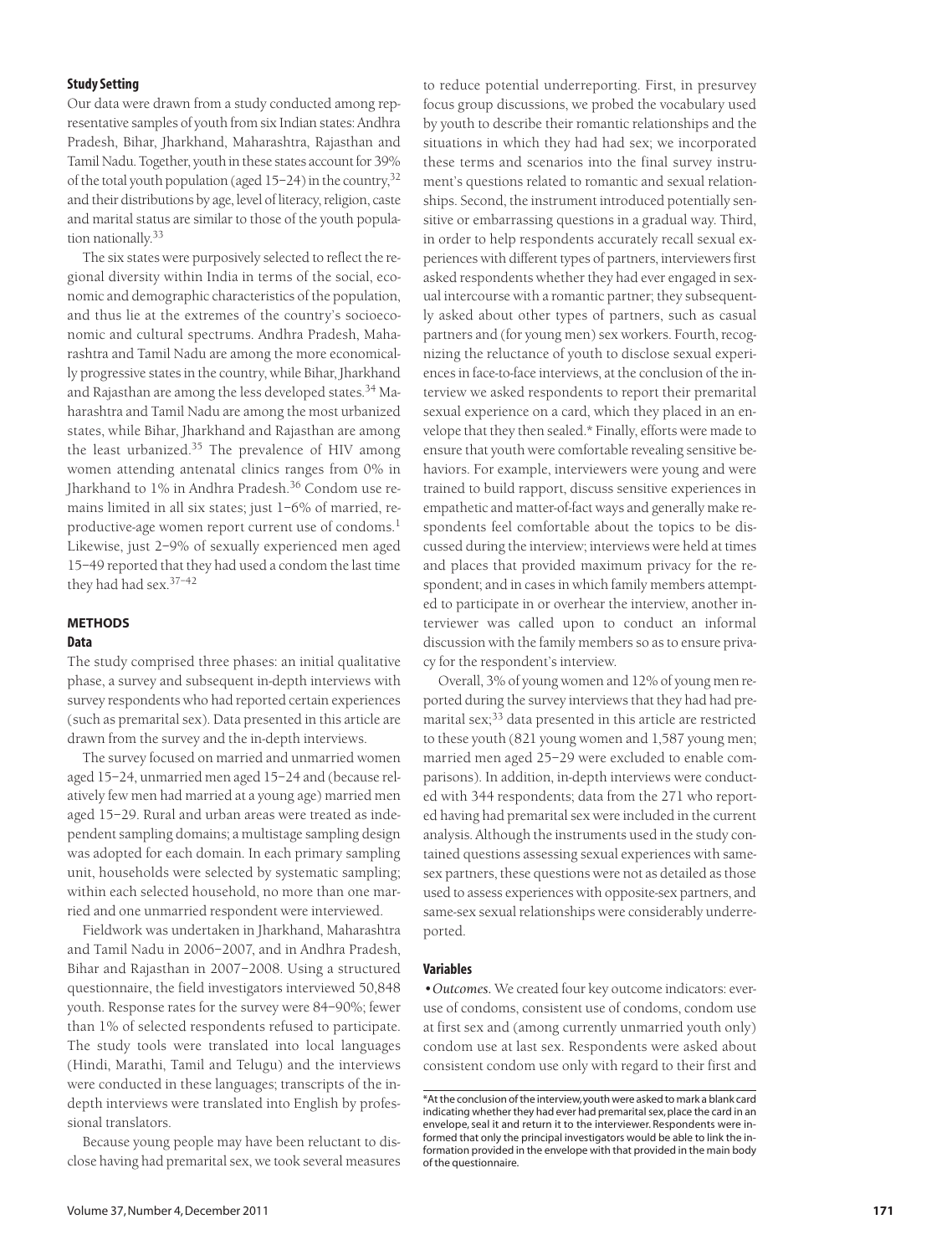### Study Setting

Our data were drawn from a study conducted among representative samples of youth from six Indian states: Andhra Pradesh, Bihar, Jharkhand, Maharashtra, Rajasthan and Tamil Nadu. Together, youth in these states account for 39% of the total youth population (aged 15–24) in the country,[32] and their distributions by age, level of literacy, religion, caste and marital status are similar to those of the youth population nationally.[33]

The six states were purposively selected to reflect the regional diversity within India in terms of the social, economic and demographic characteristics of the population, and thus lie at the extremes of the country's socioeconomic and cultural spectrums. Andhra Pradesh, Maharashtra and Tamil Nadu are among the more economically progressive states in the country, while Bihar, Jharkhand and Rajasthan are among the less developed states.[34] Maharashtra and Tamil Nadu are among the most urbanized states, while Bihar, Jharkhand and Rajasthan are among the least urbanized.[35] The prevalence of HIV among women attending antenatal clinics ranges from 0% in Jharkhand to 1% in Andhra Pradesh.[36] Condom use remains limited in all six states; just 1–6% of married, reproductive-age women report current use of condoms.[1] Likewise, just 2–9% of sexually experienced men aged 15–49 reported that they had used a condom the last time they had had sex.[37–42]

## METHODS

### Data

The study comprised three phases: an initial qualitative phase, a survey and subsequent in-depth interviews with survey respondents who had reported certain experiences (such as premarital sex). Data presented in this article are drawn from the survey and the in-depth interviews.

The survey focused on married and unmarried women aged 15–24, unmarried men aged 15–24 and (because relatively few men had married at a young age) married men aged 15–29. Rural and urban areas were treated as independent sampling domains; a multistage sampling design was adopted for each domain. In each primary sampling unit, households were selected by systematic sampling; within each selected household, no more than one married and one unmarried respondent were interviewed.

Fieldwork was undertaken in Jharkhand, Maharashtra and Tamil Nadu in 2006–2007, and in Andhra Pradesh, Bihar and Rajasthan in 2007–2008. Using a structured questionnaire, the field investigators interviewed 50,848 youth. Response rates for the survey were 84–90%; fewer than 1% of selected respondents refused to participate. The study tools were translated into local languages (Hindi, Marathi, Tamil and Telugu) and the interviews were conducted in these languages; transcripts of the in-depth interviews were translated into English by professional translators.

Because young people may have been reluctant to disclose having had premarital sex, we took several measures to reduce potential underreporting. First, in presurvey focus group discussions, we probed the vocabulary used by youth to describe their romantic relationships and the situations in which they had had sex; we incorporated these terms and scenarios into the final survey instrument's questions related to romantic and sexual relationships. Second, the instrument introduced potentially sensitive or embarrassing questions in a gradual way. Third, in order to help respondents accurately recall sexual experiences with different types of partners, interviewers first asked respondents whether they had ever engaged in sexual intercourse with a romantic partner; they subsequently asked about other types of partners, such as casual partners and (for young men) sex workers. Fourth, recognizing the reluctance of youth to disclose sexual experiences in face-to-face interviews, at the conclusion of the interview we asked respondents to report their premarital sexual experience on a card, which they placed in an envelope that they then sealed.* Finally, efforts were made to ensure that youth were comfortable revealing sensitive behaviors. For example, interviewers were young and were trained to build rapport, discuss sensitive experiences in empathetic and matter-of-fact ways and generally make respondents feel comfortable about the topics to be discussed during the interview; interviews were held at times and places that provided maximum privacy for the respondent; and in cases in which family members attempted to participate in or overhear the interview, another interviewer was called upon to conduct an informal discussion with the family members so as to ensure privacy for the respondent's interview.

Overall, 3% of young women and 12% of young men reported during the survey interviews that they had had premarital sex;[33] data presented in this article are restricted to these youth (821 young women and 1,587 young men; married men aged 25–29 were excluded to enable comparisons). In addition, in-depth interviews were conducted with 344 respondents; data from the 271 who reported having had premarital sex were included in the current analysis. Although the instruments used in the study contained questions assessing sexual experiences with same-sex partners, these questions were not as detailed as those used to assess experiences with opposite-sex partners, and same-sex sexual relationships were considerably underreported.

### Variables

• *Outcomes.* We created four key outcome indicators: ever-use of condoms, consistent use of condoms, condom use at first sex and (among currently unmarried youth only) condom use at last sex. Respondents were asked about consistent condom use only with regard to their first and

*At the conclusion of the interview, youth were asked to mark a blank card indicating whether they had ever had premarital sex, place the card in an envelope, seal it and return it to the interviewer. Respondents were informed that only the principal investigators would be able to link the information provided in the envelope with that provided in the main body of the questionnaire.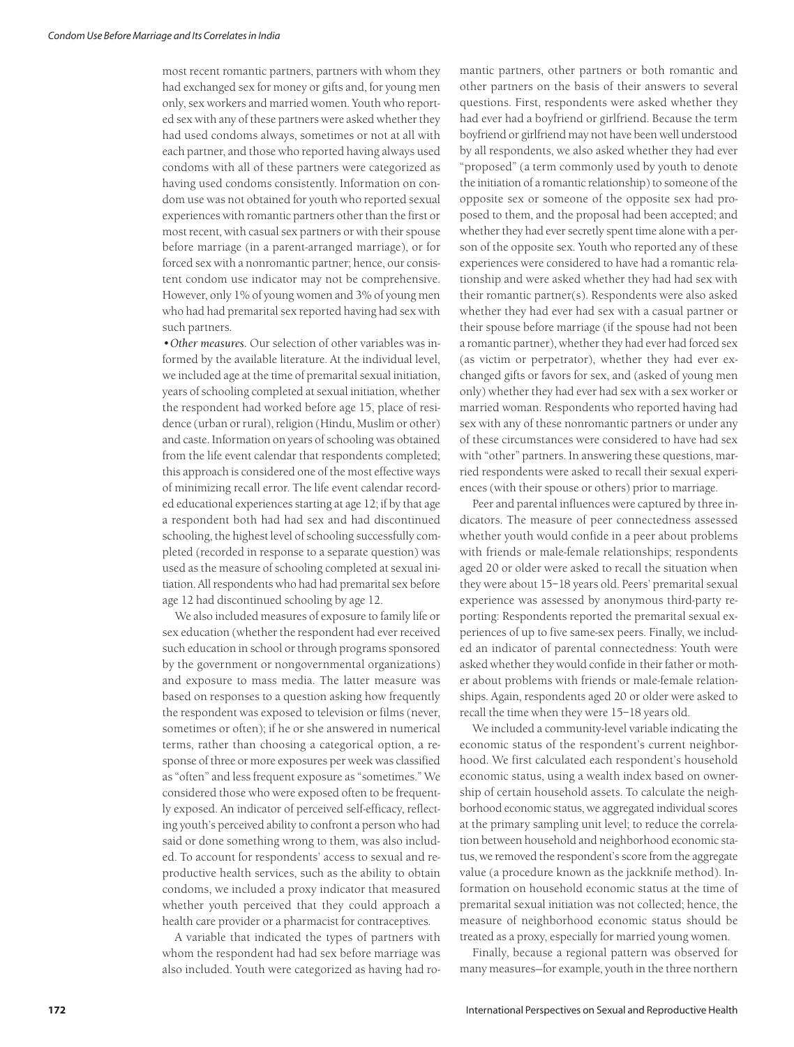most recent romantic partners, partners with whom they had exchanged sex for money or gifts and, for young men only, sex workers and married women. Youth who reported sex with any of these partners were asked whether they had used condoms always, sometimes or not at all with each partner, and those who reported having always used condoms with all of these partners were categorized as having used condoms consistently. Information on condom use was not obtained for youth who reported sexual experiences with romantic partners other than the first or most recent, with casual sex partners or with their spouse before marriage (in a parent-arranged marriage), or for forced sex with a nonromantic partner; hence, our consistent condom use indicator may not be comprehensive. However, only 1% of young women and 3% of young men who had had premarital sex reported having had sex with such partners.

• *Other measures.* Our selection of other variables was informed by the available literature. At the individual level, we included age at the time of premarital sexual initiation, years of schooling completed at sexual initiation, whether the respondent had worked before age 15, place of residence (urban or rural), religion (Hindu, Muslim or other) and caste. Information on years of schooling was obtained from the life event calendar that respondents completed; this approach is considered one of the most effective ways of minimizing recall error. The life event calendar recorded educational experiences starting at age 12; if by that age a respondent both had had sex and had discontinued schooling, the highest level of schooling successfully completed (recorded in response to a separate question) was used as the measure of schooling completed at sexual initiation. All respondents who had had premarital sex before age 12 had discontinued schooling by age 12.

We also included measures of exposure to family life or sex education (whether the respondent had ever received such education in school or through programs sponsored by the government or nongovernmental organizations) and exposure to mass media. The latter measure was based on responses to a question asking how frequently the respondent was exposed to television or films (never, sometimes or often); if he or she answered in numerical terms, rather than choosing a categorical option, a response of three or more exposures per week was classified as "often" and less frequent exposure as "sometimes." We considered those who were exposed often to be frequently exposed. An indicator of perceived self-efficacy, reflecting youth's perceived ability to confront a person who had said or done something wrong to them, was also included. To account for respondents' access to sexual and reproductive health services, such as the ability to obtain condoms, we included a proxy indicator that measured whether youth perceived that they could approach a health care provider or a pharmacist for contraceptives.

A variable that indicated the types of partners with whom the respondent had had sex before marriage was also included. Youth were categorized as having had romantic partners, other partners or both romantic and other partners on the basis of their answers to several questions. First, respondents were asked whether they had ever had a boyfriend or girlfriend. Because the term boyfriend or girlfriend may not have been well understood by all respondents, we also asked whether they had ever "proposed" (a term commonly used by youth to denote the initiation of a romantic relationship) to someone of the opposite sex or someone of the opposite sex had proposed to them, and the proposal had been accepted; and whether they had ever secretly spent time alone with a person of the opposite sex. Youth who reported any of these experiences were considered to have had a romantic relationship and were asked whether they had had sex with their romantic partner(s). Respondents were also asked whether they had ever had sex with a casual partner or their spouse before marriage (if the spouse had not been a romantic partner), whether they had ever had forced sex (as victim or perpetrator), whether they had ever exchanged gifts or favors for sex, and (asked of young men only) whether they had ever had sex with a sex worker or married woman. Respondents who reported having had sex with any of these nonromantic partners or under any of these circumstances were considered to have had sex with "other" partners. In answering these questions, married respondents were asked to recall their sexual experiences (with their spouse or others) prior to marriage.

Peer and parental influences were captured by three indicators. The measure of peer connectedness assessed whether youth would confide in a peer about problems with friends or male-female relationships; respondents aged 20 or older were asked to recall the situation when they were about 15–18 years old. Peers' premarital sexual experience was assessed by anonymous third-party reporting: Respondents reported the premarital sexual experiences of up to five same-sex peers. Finally, we included an indicator of parental connectedness: Youth were asked whether they would confide in their father or mother about problems with friends or male-female relationships. Again, respondents aged 20 or older were asked to recall the time when they were 15–18 years old.

We included a community-level variable indicating the economic status of the respondent's current neighborhood. We first calculated each respondent's household economic status, using a wealth index based on ownership of certain household assets. To calculate the neighborhood economic status, we aggregated individual scores at the primary sampling unit level; to reduce the correlation between household and neighborhood economic status, we removed the respondent's score from the aggregate value (a procedure known as the jackknife method). Information on household economic status at the time of premarital sexual initiation was not collected; hence, the measure of neighborhood economic status should be treated as a proxy, especially for married young women.

Finally, because a regional pattern was observed for many measures—for example, youth in the three northern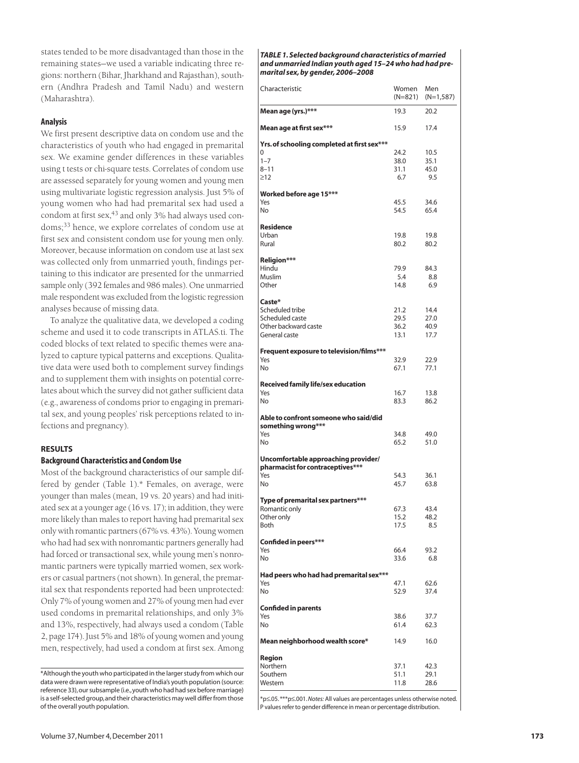states tended to be more disadvantaged than those in the remaining states—we used a variable indicating three regions: northern (Bihar, Jharkhand and Rajasthan), southern (Andhra Pradesh and Tamil Nadu) and western (Maharashtra).

### Analysis

We first present descriptive data on condom use and the characteristics of youth who had engaged in premarital sex. We examine gender differences in these variables using t tests or chi-square tests. Correlates of condom use are assessed separately for young women and young men using multivariate logistic regression analysis. Just 5% of young women who had had premarital sex had used a condom at first sex,[43] and only 3% had always used condoms;[33] hence, we explore correlates of condom use at first sex and consistent condom use for young men only. Moreover, because information on condom use at last sex was collected only from unmarried youth, findings pertaining to this indicator are presented for the unmarried sample only (392 females and 986 males). One unmarried male respondent was excluded from the logistic regression analyses because of missing data.

To analyze the qualitative data, we developed a coding scheme and used it to code transcripts in ATLAS.ti. The coded blocks of text related to specific themes were analyzed to capture typical patterns and exceptions. Qualitative data were used both to complement survey findings and to supplement them with insights on potential correlates about which the survey did not gather sufficient data (e.g., awareness of condoms prior to engaging in premarital sex, and young peoples' risk perceptions related to infections and pregnancy).

## RESULTS

### Background Characteristics and Condom Use

Most of the background characteristics of our sample differed by gender (Table 1).* Females, on average, were younger than males (mean, 19 vs. 20 years) and had initiated sex at a younger age (16 vs. 17); in addition, they were more likely than males to report having had premarital sex only with romantic partners (67% vs. 43%). Young women who had had sex with nonromantic partners generally had had forced or transactional sex, while young men's nonromantic partners were typically married women, sex workers or casual partners (not shown). In general, the premarital sex that respondents reported had been unprotected: Only 7% of young women and 27% of young men had ever used condoms in premarital relationships, and only 3% and 13%, respectively, had always used a condom (Table 2, page 174). Just 5% and 18% of young women and young men, respectively, had used a condom at first sex. Among

*Although the youth who participated in the larger study from which our data were drawn were representative of India's youth population (source: reference 33), our subsample (i.e., youth who had had sex before marriage) is a self-selected group, and their characteristics may well differ from those of the overall youth population.

***TABLE 1. Selected background characteristics of married and unmarried Indian youth aged 15–24 who had had premarital sex, by gender, 2006–2008***

| Characteristic | Women (N=821) | Men (N=1,587) |
|---|---|---|
| **Mean age (yrs.)*** ** | 19.3 | 20.2 |
| **Mean age at first sex*** ** | 15.9 | 17.4 |
| **Yrs. of schooling completed at first sex*** ** | | |
| 0 | 24.2 | 10.5 |
| 1–7 | 38.0 | 35.1 |
| 8–11 | 31.1 | 45.0 |
| ≥12 | 6.7 | 9.5 |
| **Worked before age 15*** ** | | |
| Yes | 45.5 | 34.6 |
| No | 54.5 | 65.4 |
| **Residence** | | |
| Urban | 19.8 | 19.8 |
| Rural | 80.2 | 80.2 |
| **Religion*** ** | | |
| Hindu | 79.9 | 84.3 |
| Muslim | 5.4 | 8.8 |
| Other | 14.8 | 6.9 |
| **Caste*** | | |
| Scheduled tribe | 21.2 | 14.4 |
| Scheduled caste | 29.5 | 27.0 |
| Other backward caste | 36.2 | 40.9 |
| General caste | 13.1 | 17.7 |
| **Frequent exposure to television/films*** ** | | |
| Yes | 32.9 | 22.9 |
| No | 67.1 | 77.1 |
| **Received family life/sex education** | | |
| Yes | 16.7 | 13.8 |
| No | 83.3 | 86.2 |
| **Able to confront someone who said/did something wrong*** ** | | |
| Yes | 34.8 | 49.0 |
| No | 65.2 | 51.0 |
| **Uncomfortable approaching provider/pharmacist for contraceptives*** ** | | |
| Yes | 54.3 | 36.1 |
| No | 45.7 | 63.8 |
| **Type of premarital sex partners*** ** | | |
| Romantic only | 67.3 | 43.4 |
| Other only | 15.2 | 48.2 |
| Both | 17.5 | 8.5 |
| **Confided in peers*** ** | | |
| Yes | 66.4 | 93.2 |
| No | 33.6 | 6.8 |
| **Had peers who had had premarital sex*** ** | | |
| Yes | 47.1 | 62.6 |
| No | 52.9 | 37.4 |
| **Confided in parents** | | |
| Yes | 38.6 | 37.7 |
| No | 61.4 | 62.3 |
| **Mean neighborhood wealth score*** | 14.9 | 16.0 |
| **Region** | | |
| Northern | 37.1 | 42.3 |
| Southern | 51.1 | 29.1 |
| Western | 11.8 | 28.6 |

*p≤.05. ***p≤.001. *Notes:* All values are percentages unless otherwise noted. P values refer to gender difference in mean or percentage distribution.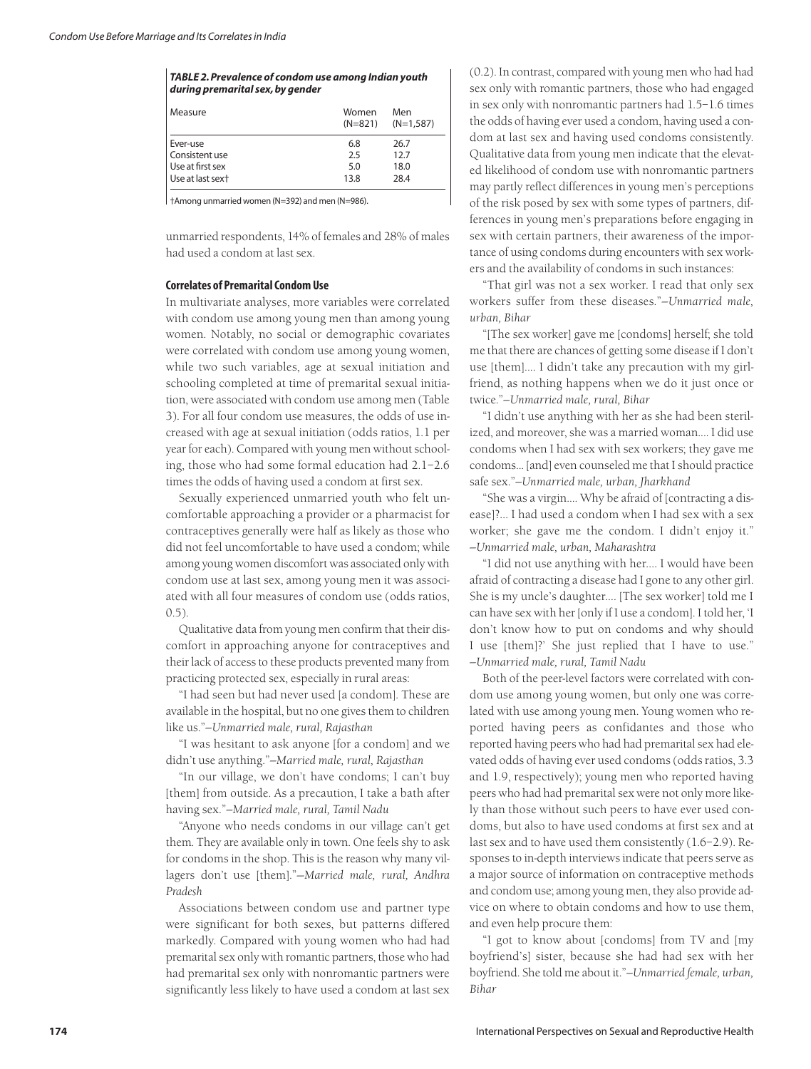**TABLE 2. Prevalence of condom use among Indian youth during premarital sex, by gender**

| Measure | Women (N=821) | Men (N=1,587) |
|---|---|---|
| Ever-use | 6.8 | 26.7 |
| Consistent use | 2.5 | 12.7 |
| Use at first sex | 5.0 | 18.0 |
| Use at last sex† | 13.8 | 28.4 |

†Among unmarried women (N=392) and men (N=986).

unmarried respondents, 14% of females and 28% of males had used a condom at last sex.

### Correlates of Premarital Condom Use

In multivariate analyses, more variables were correlated with condom use among young men than among young women. Notably, no social or demographic covariates were correlated with condom use among young women, while two such variables, age at sexual initiation and schooling completed at time of premarital sexual initiation, were associated with condom use among men (Table 3). For all four condom use measures, the odds of use increased with age at sexual initiation (odds ratios, 1.1 per year for each). Compared with young men without schooling, those who had some formal education had 2.1–2.6 times the odds of having used a condom at first sex.

Sexually experienced unmarried youth who felt uncomfortable approaching a provider or a pharmacist for contraceptives generally were half as likely as those who did not feel uncomfortable to have used a condom; while among young women discomfort was associated only with condom use at last sex, among young men it was associated with all four measures of condom use (odds ratios, 0.5).

Qualitative data from young men confirm that their discomfort in approaching anyone for contraceptives and their lack of access to these products prevented many from practicing protected sex, especially in rural areas:

"I had seen but had never used [a condom]. These are available in the hospital, but no one gives them to children like us."—*Unmarried male, rural, Rajasthan*

"I was hesitant to ask anyone [for a condom] and we didn't use anything."—*Unmarried male, rural, Rajasthan*

"In our village, we don't have condoms; I can't buy [them] from outside. As a precaution, I take a bath after having sex."—*Married male, rural, Tamil Nadu*

"Anyone who needs condoms in our village can't get them. They are available only in town. One feels shy to ask for condoms in the shop. This is the reason why many villagers don't use [them]."—*Married male, rural, Andhra Pradesh*

Associations between condom use and partner type were significant for both sexes, but patterns differed markedly. Compared with young women who had had premarital sex only with romantic partners, those who had had premarital sex only with nonromantic partners were significantly less likely to have used a condom at last sex (0.2). In contrast, compared with young men who had had sex only with romantic partners, those who had engaged in sex only with nonromantic partners had 1.5–1.6 times the odds of having ever used a condom, having used a condom at last sex and having used condoms consistently. Qualitative data from young men indicate that the elevated likelihood of condom use with nonromantic partners may partly reflect differences in young men's perceptions of the risk posed by sex with some types of partners, differences in young men's preparations before engaging in sex with certain partners, their awareness of the importance of using condoms during encounters with sex workers and the availability of condoms in such instances:

"That girl was not a sex worker. I read that only sex workers suffer from these diseases."—*Unmarried male, urban, Bihar*

"[The sex worker] gave me [condoms] herself; she told me that there are chances of getting some disease if I don't use [them].... I didn't take any precaution with my girlfriend, as nothing happens when we do it just once or twice."—*Unmarried male, rural, Bihar*

"I didn't use anything with her as she had been sterilized, and moreover, she was a married woman.... I did use condoms when I had sex with sex workers; they gave me condoms... [and] even counseled me that I should practice safe sex."—*Unmarried male, urban, Jharkhand*

"She was a virgin.... Why be afraid of [contracting a disease]?... I had used a condom when I had sex with a sex worker; she gave me the condom. I didn't enjoy it." —*Unmarried male, urban, Maharashtra*

"I did not use anything with her.... I would have been afraid of contracting a disease had I gone to any other girl. She is my uncle's daughter.... [The sex worker] told me I can have sex with her [only if I use a condom]. I told her, 'I don't know how to put on condoms and why should I use [them]?' She just replied that I have to use." —*Unmarried male, rural, Tamil Nadu*

Both of the peer-level factors were correlated with condom use among young women, but only one was correlated with use among young men. Young women who reported having peers as confidantes and those who reported having peers who had had premarital sex had elevated odds of having ever used condoms (odds ratios, 3.3 and 1.9, respectively); young men who reported having peers who had had premarital sex were not only more likely than those without such peers to have ever used condoms, but also to have used condoms at first sex and at last sex and to have used them consistently (1.6–2.9). Responses to in-depth interviews indicate that peers serve as a major source of information on contraceptive methods and condom use; among young men, they also provide advice on where to obtain condoms and how to use them, and even help procure them:

"I got to know about [condoms] from TV and [my boyfriend's] sister, because she had had sex with her boyfriend. She told me about it."—*Unmarried female, urban, Bihar*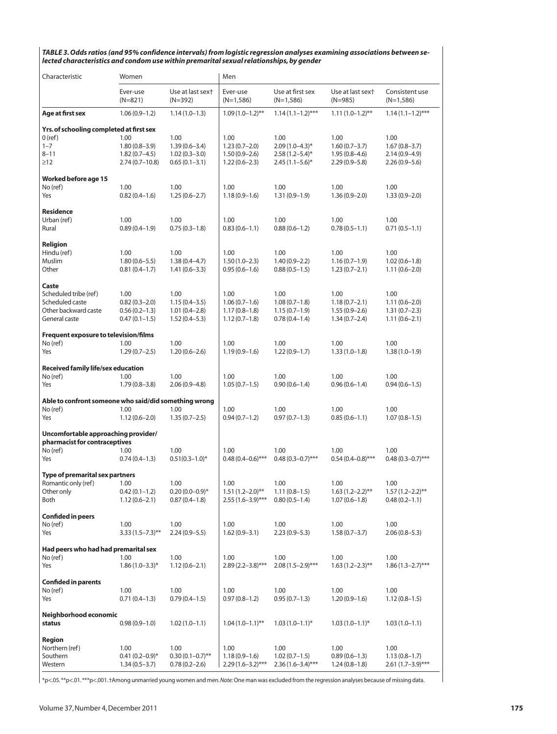***TABLE 3. Odds ratios (and 95% confidence intervals) from logistic regression analyses examining associations between selected characteristics and condom use within premarital sexual relationships, by gender***

| Characteristic | Women | | Men | | | |
|---|---|---|---|---|---|---|
| | Ever-use (N=821) | Use at last sex† (N=392) | Ever-use (N=1,586) | Use at first sex (N=1,586) | Use at last sex† (N=985) | Consistent use (N=1,586) |
| **Age at first sex** | 1.06 (0.9–1.2) | 1.14 (1.0–1.3) | 1.09 (1.0–1.2)** | 1.14 (1.1–1.2)*** | 1.11 (1.0–1.2)** | 1.14 (1.1–1.2)*** |
| **Yrs. of schooling completed at first sex** | | | | | | |
| 0 (ref) | 1.00 | 1.00 | 1.00 | 1.00 | 1.00 | 1.00 |
| 1–7 | 1.80 (0.8–3.9) | 1.39 (0.6–3.4) | 1.23 (0.7–2.0) | 2.09 (1.0–4.3)* | 1.60 (0.7–3.7) | 1.67 (0.8–3.7) |
| 8–11 | 1.82 (0.7–4.5) | 1.02 (0.3–3.0) | 1.50 (0.9–2.6) | 2.58 (1.2–5.4)* | 1.95 (0.8–4.6) | 2.14 (0.9–4.9) |
| ≥12 | 2.74 (0.7–10.8) | 0.65 (0.1–3.1) | 1.22 (0.6–2.3) | 2.45 (1.1–5.6)* | 2.29 (0.9–5.8) | 2.26 (0.9–5.6) |
| **Worked before age 15** | | | | | | |
| No (ref) | 1.00 | 1.00 | 1.00 | 1.00 | 1.00 | 1.00 |
| Yes | 0.82 (0.4–1.6) | 1.25 (0.6–2.7) | 1.18 (0.9–1.6) | 1.31 (0.9–1.9) | 1.36 (0.9–2.0) | 1.33 (0.9–2.0) |
| **Residence** | | | | | | |
| Urban (ref) | 1.00 | 1.00 | 1.00 | 1.00 | 1.00 | 1.00 |
| Rural | 0.89 (0.4–1.9) | 0.75 (0.3–1.8) | 0.83 (0.6–1.1) | 0.88 (0.6–1.2) | 0.78 (0.5–1.1) | 0.71 (0.5–1.1) |
| **Religion** | | | | | | |
| Hindu (ref) | 1.00 | 1.00 | 1.00 | 1.00 | 1.00 | 1.00 |
| Muslim | 1.80 (0.6–5.5) | 1.38 (0.4–4.7) | 1.50 (1.0–2.3) | 1.40 (0.9–2.2) | 1.16 (0.7–1.9) | 1.02 (0.6–1.8) |
| Other | 0.81 (0.4–1.7) | 1.41 (0.6–3.3) | 0.95 (0.6–1.6) | 0.88 (0.5–1.5) | 1.23 (0.7–2.1) | 1.11 (0.6–2.0) |
| **Caste** | | | | | | |
| Scheduled tribe (ref) | 1.00 | 1.00 | 1.00 | 1.00 | 1.00 | 1.00 |
| Scheduled caste | 0.82 (0.3–2.0) | 1.15 (0.4–3.5) | 1.06 (0.7–1.6) | 1.08 (0.7–1.8) | 1.18 (0.7–2.1) | 1.11 (0.6–2.0) |
| Other backward caste | 0.56 (0.2–1.3) | 1.01 (0.4–2.8) | 1.17 (0.8–1.8) | 1.15 (0.7–1.9) | 1.55 (0.9–2.6) | 1.31 (0.7–2.3) |
| General caste | 0.47 (0.1–1.5) | 1.52 (0.4–5.3) | 1.12 (0.7–1.8) | 0.78 (0.4–1.4) | 1.34 (0.7–2.4) | 1.11 (0.6–2.1) |
| **Frequent exposure to television/films** | | | | | | |
| No (ref) | 1.00 | 1.00 | 1.00 | 1.00 | 1.00 | 1.00 |
| Yes | 1.29 (0.7–2.5) | 1.20 (0.6–2.6) | 1.19 (0.9–1.6) | 1.22 (0.9–1.7) | 1.33 (1.0–1.8) | 1.38 (1.0–1.9) |
| **Received family life/sex education** | | | | | | |
| No (ref) | 1.00 | 1.00 | 1.00 | 1.00 | 1.00 | 1.00 |
| Yes | 1.79 (0.8–3.8) | 2.06 (0.9–4.8) | 1.05 (0.7–1.5) | 0.90 (0.6–1.4) | 0.96 (0.6–1.4) | 0.94 (0.6–1.5) |
| **Able to confront someone who said/did something wrong** | | | | | | |
| No (ref) | 1.00 | 1.00 | 1.00 | 1.00 | 1.00 | 1.00 |
| Yes | 1.12 (0.6–2.0) | 1.35 (0.7–2.5) | 0.94 (0.7–1.2) | 0.97 (0.7–1.3) | 0.85 (0.6–1.1) | 1.07 (0.8–1.5) |
| **Uncomfortable approaching provider/ pharmacist for contraceptives** | | | | | | |
| No (ref) | 1.00 | 1.00 | 1.00 | 1.00 | 1.00 | 1.00 |
| Yes | 0.74 (0.4–1.3) | 0.51(0.3–1.0)* | 0.48 (0.4–0.6)*** | 0.48 (0.3–0.7)*** | 0.54 (0.4–0.8)*** | 0.48 (0.3–0.7)*** |
| **Type of premarital sex partners** | | | | | | |
| Romantic only (ref) | 1.00 | 1.00 | 1.00 | 1.00 | 1.00 | 1.00 |
| Other only | 0.42 (0.1–1.2) | 0.20 (0.0–0.9)* | 1.51 (1.2–2.0)** | 1.11 (0.8–1.5) | 1.63 (1.2–2.2)** | 1.57 (1.2–2.2)** |
| Both | 1.12 (0.6–2.1) | 0.87 (0.4–1.8) | 2.55 (1.6–3.9)*** | 0.80 (0.5–1.4) | 1.07 (0.6–1.8) | 0.48 (0.2–1.1) |
| **Confided in peers** | | | | | | |
| No (ref) | 1.00 | 1.00 | 1.00 | 1.00 | 1.00 | 1.00 |
| Yes | 3.33 (1.5–7.3)** | 2.24 (0.9–5.5) | 1.62 (0.9–3.1) | 2.23 (0.9–5.3) | 1.58 (0.7–3.7) | 2.06 (0.8–5.3) |
| **Had peers who had had premarital sex** | | | | | | |
| No (ref) | 1.00 | 1.00 | 1.00 | 1.00 | 1.00 | 1.00 |
| Yes | 1.86 (1.0–3.3)* | 1.12 (0.6–2.1) | 2.89 (2.2–3.8)*** | 2.08 (1.5–2.9)*** | 1.63 (1.2–2.3)** | 1.86 (1.3–2.7)*** |
| **Confided in parents** | | | | | | |
| No (ref) | 1.00 | 1.00 | 1.00 | 1.00 | 1.00 | 1.00 |
| Yes | 0.71 (0.4–1.3) | 0.79 (0.4–1.5) | 0.97 (0.8–1.2) | 0.95 (0.7–1.3) | 1.20 (0.9–1.6) | 1.12 (0.8–1.5) |
| **Neighborhood economic status** | 0.98 (0.9–1.0) | 1.02 (1.0–1.1) | 1.04 (1.0–1.1)** | 1.03 (1.0–1.1)* | 1.03 (1.0–1.1)* | 1.03 (1.0–1.1) |
| **Region** | | | | | | |
| Northern (ref) | 1.00 | 1.00 | 1.00 | 1.00 | 1.00 | 1.00 |
| Southern | 0.41 (0.2–0.9)* | 0.30 (0.1–0.7)** | 1.18 (0.9–1.6) | 1.02 (0.7–1.5) | 0.89 (0.6–1.3) | 1.13 (0.8–1.7) |
| Western | 1.34 (0.5–3.7) | 0.78 (0.2–2.6) | 2.29 (1.6–3.2)*** | 2.36 (1.6–3.4)*** | 1.24 (0.8–1.8) | 2.61 (1.7–3.9)*** |

*p<.05. **p<.01. ***p<.001. †Among unmarried young women and men. *Note:* One man was excluded from the regression analyses because of missing data.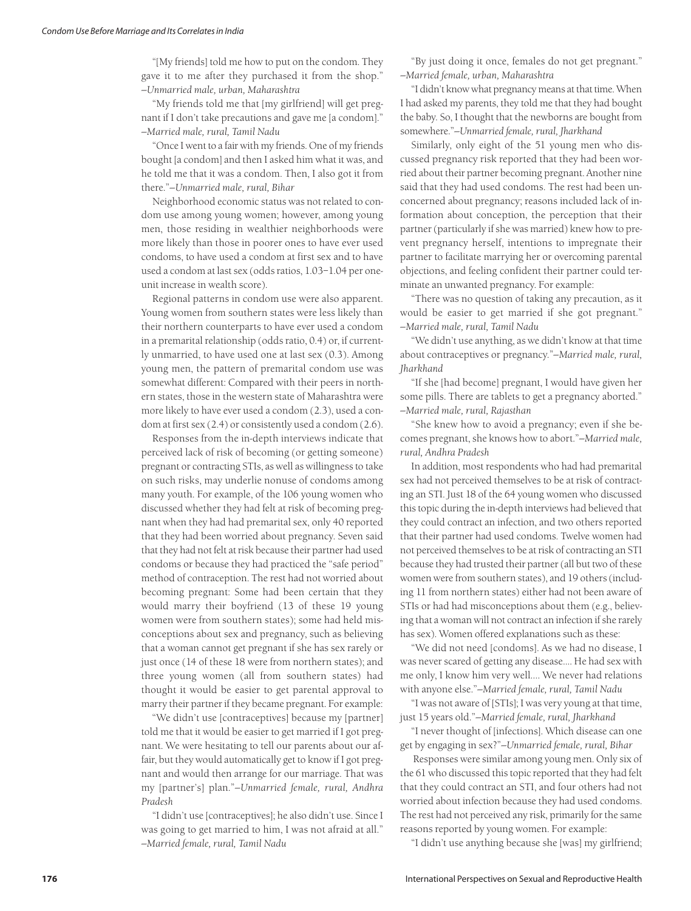"[My friends] told me how to put on the condom. They gave it to me after they purchased it from the shop." *—Unmarried male, urban, Maharashtra*

"My friends told me that [my girlfriend] will get pregnant if I don't take precautions and gave me [a condom]." *—Married male, rural, Tamil Nadu*

"Once I went to a fair with my friends. One of my friends bought [a condom] and then I asked him what it was, and he told me that it was a condom. Then, I also got it from there."*—Unmarried male, rural, Bihar*

Neighborhood economic status was not related to condom use among young women; however, among young men, those residing in wealthier neighborhoods were more likely than those in poorer ones to have ever used condoms, to have used a condom at first sex and to have used a condom at last sex (odds ratios, 1.03–1.04 per one-unit increase in wealth score).

Regional patterns in condom use were also apparent. Young women from southern states were less likely than their northern counterparts to have ever used a condom in a premarital relationship (odds ratio, 0.4) or, if currently unmarried, to have used one at last sex (0.3). Among young men, the pattern of premarital condom use was somewhat different: Compared with their peers in northern states, those in the western state of Maharashtra were more likely to have ever used a condom (2.3), used a condom at first sex (2.4) or consistently used a condom (2.6).

Responses from the in-depth interviews indicate that perceived lack of risk of becoming (or getting someone) pregnant or contracting STIs, as well as willingness to take on such risks, may underlie nonuse of condoms among many youth. For example, of the 106 young women who discussed whether they had felt at risk of becoming pregnant when they had had premarital sex, only 40 reported that they had been worried about pregnancy. Seven said that they had not felt at risk because their partner had used condoms or because they had practiced the "safe period" method of contraception. The rest had not worried about becoming pregnant: Some had been certain that they would marry their boyfriend (13 of these 19 young women were from southern states); some had held misconceptions about sex and pregnancy, such as believing that a woman cannot get pregnant if she has sex rarely or just once (14 of these 18 were from northern states); and three young women (all from southern states) had thought it would be easier to get parental approval to marry their partner if they became pregnant. For example:

"We didn't use [contraceptives] because my [partner] told me that it would be easier to get married if I got pregnant. We were hesitating to tell our parents about our affair, but they would automatically get to know if I got pregnant and would then arrange for our marriage. That was my [partner's] plan."*—Unmarried female, rural, Andhra Pradesh*

"I didn't use [contraceptives]; he also didn't use. Since I was going to get married to him, I was not afraid at all." *—Married female, rural, Tamil Nadu*

"By just doing it once, females do not get pregnant." *—Married female, urban, Maharashtra*

"I didn't know what pregnancy means at that time. When I had asked my parents, they told me that they had bought the baby. So, I thought that the newborns are bought from somewhere."*—Unmarried female, rural, Jharkhand*

Similarly, only eight of the 51 young men who discussed pregnancy risk reported that they had been worried about their partner becoming pregnant. Another nine said that they had used condoms. The rest had been unconcerned about pregnancy; reasons included lack of information about conception, the perception that their partner (particularly if she was married) knew how to prevent pregnancy herself, intentions to impregnate their partner to facilitate marrying her or overcoming parental objections, and feeling confident their partner could terminate an unwanted pregnancy. For example:

"There was no question of taking any precaution, as it would be easier to get married if she got pregnant." *—Married male, rural, Tamil Nadu*

"We didn't use anything, as we didn't know at that time about contraceptives or pregnancy."*—Married male, rural, Jharkhand*

"If she [had become] pregnant, I would have given her some pills. There are tablets to get a pregnancy aborted." *—Married male, rural, Rajasthan*

"She knew how to avoid a pregnancy; even if she becomes pregnant, she knows how to abort."*—Married male, rural, Andhra Pradesh*

In addition, most respondents who had had premarital sex had not perceived themselves to be at risk of contracting an STI. Just 18 of the 64 young women who discussed this topic during the in-depth interviews had believed that they could contract an infection, and two others reported that their partner had used condoms. Twelve women had not perceived themselves to be at risk of contracting an STI because they had trusted their partner (all but two of these women were from southern states), and 19 others (including 11 from northern states) either had not been aware of STIs or had had misconceptions about them (e.g., believing that a woman will not contract an infection if she rarely has sex). Women offered explanations such as these:

"We did not need [condoms]. As we had no disease, I was never scared of getting any disease.... He had sex with me only, I know him very well.... We never had relations with anyone else."*—Married female, rural, Tamil Nadu*

"I was not aware of [STIs]; I was very young at that time, just 15 years old."*—Married female, rural, Jharkhand*

"I never thought of [infections]. Which disease can one get by engaging in sex?"*—Unmarried female, rural, Bihar*

Responses were similar among young men. Only six of the 61 who discussed this topic reported that they had felt that they could contract an STI, and four others had not worried about infection because they had used condoms. The rest had not perceived any risk, primarily for the same reasons reported by young women. For example:

"I didn't use anything because she [was] my girlfriend;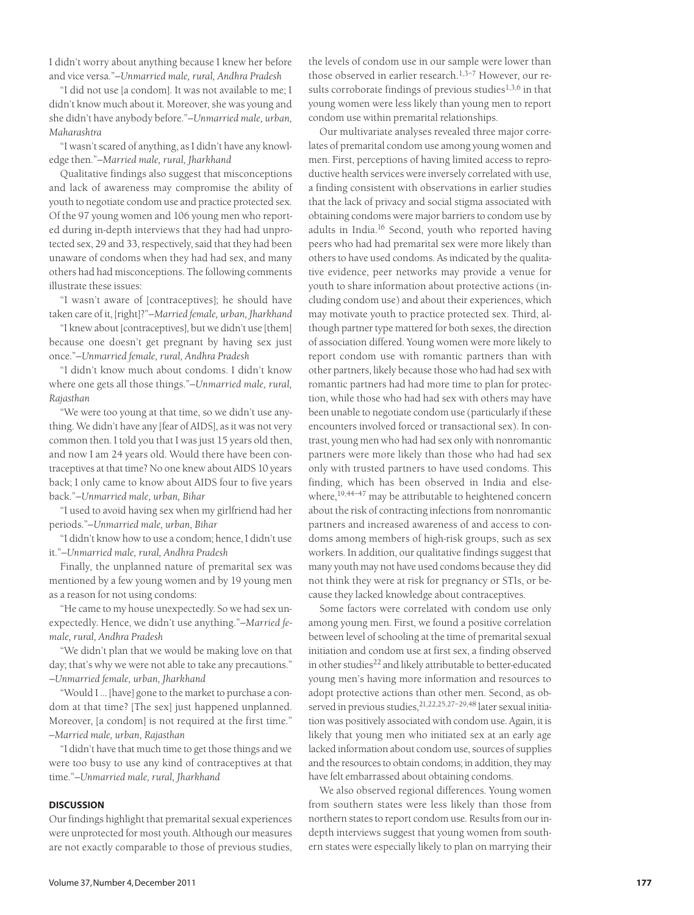I didn't worry about anything because I knew her before and vice versa."*—Unmarried male, rural, Andhra Pradesh*

"I did not use [a condom]. It was not available to me; I didn't know much about it. Moreover, she was young and she didn't have anybody before."*—Unmarried male, urban, Maharashtra*

"I wasn't scared of anything, as I didn't have any knowledge then."*—Married male, rural, Jharkhand*

Qualitative findings also suggest that misconceptions and lack of awareness may compromise the ability of youth to negotiate condom use and practice protected sex. Of the 97 young women and 106 young men who reported during in-depth interviews that they had had unprotected sex, 29 and 33, respectively, said that they had been unaware of condoms when they had had sex, and many others had had misconceptions. The following comments illustrate these issues:

"I wasn't aware of [contraceptives]; he should have taken care of it, [right]?"*—Married female, urban, Jharkhand*

"I knew about [contraceptives], but we didn't use [them] because one doesn't get pregnant by having sex just once."*—Unmarried female, rural, Andhra Pradesh*

"I didn't know much about condoms. I didn't know where one gets all those things."*—Unmarried male, rural, Rajasthan*

"We were too young at that time, so we didn't use anything. We didn't have any [fear of AIDS], as it was not very common then. I told you that I was just 15 years old then, and now I am 24 years old. Would there have been contraceptives at that time? No one knew about AIDS 10 years back; I only came to know about AIDS four to five years back."*—Unmarried male, urban, Bihar*

"I used to avoid having sex when my girlfriend had her periods."*—Unmarried male, urban, Bihar*

"I didn't know how to use a condom; hence, I didn't use it."*—Unmarried male, rural, Andhra Pradesh*

Finally, the unplanned nature of premarital sex was mentioned by a few young women and by 19 young men as a reason for not using condoms:

"He came to my house unexpectedly. So we had sex unexpectedly. Hence, we didn't use anything."*—Married female, rural, Andhra Pradesh*

"We didn't plan that we would be making love on that day; that's why we were not able to take any precautions." *—Unmarried female, urban, Jharkhand*

"Would I ... [have] gone to the market to purchase a condom at that time? [The sex] just happened unplanned. Moreover, [a condom] is not required at the first time." *—Married male, urban, Rajasthan*

"I didn't have that much time to get those things and we were too busy to use any kind of contraceptives at that time."*—Unmarried male, rural, Jharkhand*

## DISCUSSION

Our findings highlight that premarital sexual experiences were unprotected for most youth. Although our measures are not exactly comparable to those of previous studies, the levels of condom use in our sample were lower than those observed in earlier research.[1,3–7] However, our results corroborate findings of previous studies[1,3,6] in that young women were less likely than young men to report condom use within premarital relationships.

Our multivariate analyses revealed three major correlates of premarital condom use among young women and men. First, perceptions of having limited access to reproductive health services were inversely correlated with use, a finding consistent with observations in earlier studies that the lack of privacy and social stigma associated with obtaining condoms were major barriers to condom use by adults in India.[16] Second, youth who reported having peers who had had premarital sex were more likely than others to have used condoms. As indicated by the qualitative evidence, peer networks may provide a venue for youth to share information about protective actions (including condom use) and about their experiences, which may motivate youth to practice protected sex. Third, although partner type mattered for both sexes, the direction of association differed. Young women were more likely to report condom use with romantic partners than with other partners, likely because those who had had sex with romantic partners had had more time to plan for protection, while those who had had sex with others may have been unable to negotiate condom use (particularly if these encounters involved forced or transactional sex). In contrast, young men who had had sex only with nonromantic partners were more likely than those who had had sex only with trusted partners to have used condoms. This finding, which has been observed in India and elsewhere,[19,44–47] may be attributable to heightened concern about the risk of contracting infections from nonromantic partners and increased awareness of and access to condoms among members of high-risk groups, such as sex workers. In addition, our qualitative findings suggest that many youth may not have used condoms because they did not think they were at risk for pregnancy or STIs, or because they lacked knowledge about contraceptives.

Some factors were correlated with condom use only among young men. First, we found a positive correlation between level of schooling at the time of premarital sexual initiation and condom use at first sex, a finding observed in other studies[22] and likely attributable to better-educated young men's having more information and resources to adopt protective actions than other men. Second, as observed in previous studies,[21,22,25,27–29,48] later sexual initiation was positively associated with condom use. Again, it is likely that young men who initiated sex at an early age lacked information about condom use, sources of supplies and the resources to obtain condoms; in addition, they may have felt embarrassed about obtaining condoms.

We also observed regional differences. Young women from southern states were less likely than those from northern states to report condom use. Results from our in-depth interviews suggest that young women from southern states were especially likely to plan on marrying their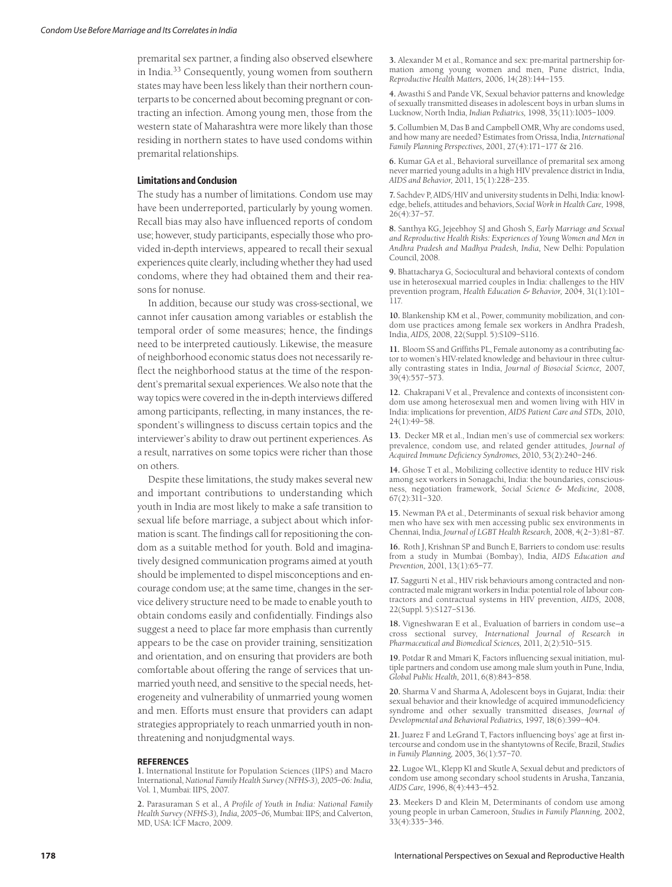premarital sex partner, a finding also observed elsewhere in India.[33] Consequently, young women from southern states may have been less likely than their northern counterparts to be concerned about becoming pregnant or contracting an infection. Among young men, those from the western state of Maharashtra were more likely than those residing in northern states to have used condoms within premarital relationships.

### Limitations and Conclusion

The study has a number of limitations. Condom use may have been underreported, particularly by young women. Recall bias may also have influenced reports of condom use; however, study participants, especially those who provided in-depth interviews, appeared to recall their sexual experiences quite clearly, including whether they had used condoms, where they had obtained them and their reasons for nonuse.

In addition, because our study was cross-sectional, we cannot infer causation among variables or establish the temporal order of some measures; hence, the findings need to be interpreted cautiously. Likewise, the measure of neighborhood economic status does not necessarily reflect the neighborhood status at the time of the respondent's premarital sexual experiences. We also note that the way topics were covered in the in-depth interviews differed among participants, reflecting, in many instances, the respondent's willingness to discuss certain topics and the interviewer's ability to draw out pertinent experiences. As a result, narratives on some topics were richer than those on others.

Despite these limitations, the study makes several new and important contributions to understanding which youth in India are most likely to make a safe transition to sexual life before marriage, a subject about which information is scant. The findings call for repositioning the condom as a suitable method for youth. Bold and imaginatively designed communication programs aimed at youth should be implemented to dispel misconceptions and encourage condom use; at the same time, changes in the service delivery structure need to be made to enable youth to obtain condoms easily and confidentially. Findings also suggest a need to place far more emphasis than currently appears to be the case on provider training, sensitization and orientation, and on ensuring that providers are both comfortable about offering the range of services that unmarried youth need, and sensitive to the special needs, heterogeneity and vulnerability of unmarried young women and men. Efforts must ensure that providers can adapt strategies appropriately to reach unmarried youth in nonthreatening and nonjudgmental ways.

## REFERENCES

**1.** International Institute for Population Sciences (IIPS) and Macro International, *National Family Health Survey (NFHS-3), 2005–06: India,* Vol. 1, Mumbai: IIPS, 2007.

**2.** Parasuraman S et al., *A Profile of Youth in India: National Family Health Survey (NFHS-3), India, 2005–06,* Mumbai: IIPS; and Calverton, MD, USA: ICF Macro, 2009.

**3.** Alexander M et al., Romance and sex: pre-marital partnership formation among young women and men, Pune district, India, *Reproductive Health Matters,* 2006, 14(28):144–155.

**4.** Awasthi S and Pande VK, Sexual behavior patterns and knowledge of sexually transmitted diseases in adolescent boys in urban slums in Lucknow, North India, *Indian Pediatrics,* 1998, 35(11):1005–1009.

**5.** Collumbien M, Das B and Campbell OMR, Why are condoms used, and how many are needed? Estimates from Orissa, India, *International Family Planning Perspectives,* 2001, 27(4):171–177 & 216.

**6.** Kumar GA et al., Behavioral surveillance of premarital sex among never married young adults in a high HIV prevalence district in India, *AIDS and Behavior,* 2011, 15(1):228–235.

**7.** Sachdev P, AIDS/HIV and university students in Delhi, India: knowledge, beliefs, attitudes and behaviors, *Social Work in Health Care,* 1998, 26(4):37–57.

**8.** Santhya KG, Jejeebhoy SJ and Ghosh S, *Early Marriage and Sexual and Reproductive Health Risks: Experiences of Young Women and Men in Andhra Pradesh and Madhya Pradesh, India,* New Delhi: Population Council, 2008.

**9.** Bhattacharya G, Sociocultural and behavioral contexts of condom use in heterosexual married couples in India: challenges to the HIV prevention program, *Health Education & Behavior,* 2004, 31(1):101–117.

**10.** Blankenship KM et al., Power, community mobilization, and condom use practices among female sex workers in Andhra Pradesh, India, *AIDS,* 2008, 22(Suppl. 5):S109–S116.

**11.** Bloom SS and Griffiths PL, Female autonomy as a contributing factor to women's HIV-related knowledge and behaviour in three culturally contrasting states in India, *Journal of Biosocial Science,* 2007, 39(4):557–573.

**12.** Chakrapani V et al., Prevalence and contexts of inconsistent condom use among heterosexual men and women living with HIV in India: implications for prevention, *AIDS Patient Care and STDs,* 2010, 24(1):49–58.

**13.** Decker MR et al., Indian men's use of commercial sex workers: prevalence, condom use, and related gender attitudes, *Journal of Acquired Immune Deficiency Syndromes,* 2010, 53(2):240–246.

**14.** Ghose T et al., Mobilizing collective identity to reduce HIV risk among sex workers in Sonagachi, India: the boundaries, consciousness, negotiation framework, *Social Science & Medicine,* 2008, 67(2):311–320.

**15.** Newman PA et al., Determinants of sexual risk behavior among men who have sex with men accessing public sex environments in Chennai, India, *Journal of LGBT Health Research,* 2008, 4(2–3):81–87.

**16.** Roth J, Krishnan SP and Bunch E, Barriers to condom use: results from a study in Mumbai (Bombay), India, *AIDS Education and Prevention,* 2001, 13(1):65–77.

**17.** Saggurti N et al., HIV risk behaviours among contracted and noncontracted male migrant workers in India: potential role of labour contractors and contractual systems in HIV prevention, *AIDS,* 2008, 22(Suppl. 5):S127–S136.

**18.** Vigneshwaran E et al., Evaluation of barriers in condom use—a cross sectional survey, *International Journal of Research in Pharmaceutical and Biomedical Sciences,* 2011, 2(2):510–515.

**19.** Potdar R and Mmari K, Factors influencing sexual initiation, multiple partners and condom use among male slum youth in Pune, India, *Global Public Health,* 2011, 6(8):843–858.

**20.** Sharma V and Sharma A, Adolescent boys in Gujarat, India: their sexual behavior and their knowledge of acquired immunodeficiency syndrome and other sexually transmitted diseases, *Journal of Developmental and Behavioral Pediatrics,* 1997, 18(6):399–404.

**21.** Juarez F and LeGrand T, Factors influencing boys' age at first intercourse and condom use in the shantytowns of Recife, Brazil, *Studies in Family Planning,* 2005, 36(1):57–70.

**22.** Lugoe WL, Klepp KI and Skutle A, Sexual debut and predictors of condom use among secondary school students in Arusha, Tanzania, *AIDS Care,* 1996, 8(4):443–452.

**23.** Meekers D and Klein M, Determinants of condom use among young people in urban Cameroon, *Studies in Family Planning,* 2002, 33(4):335–346.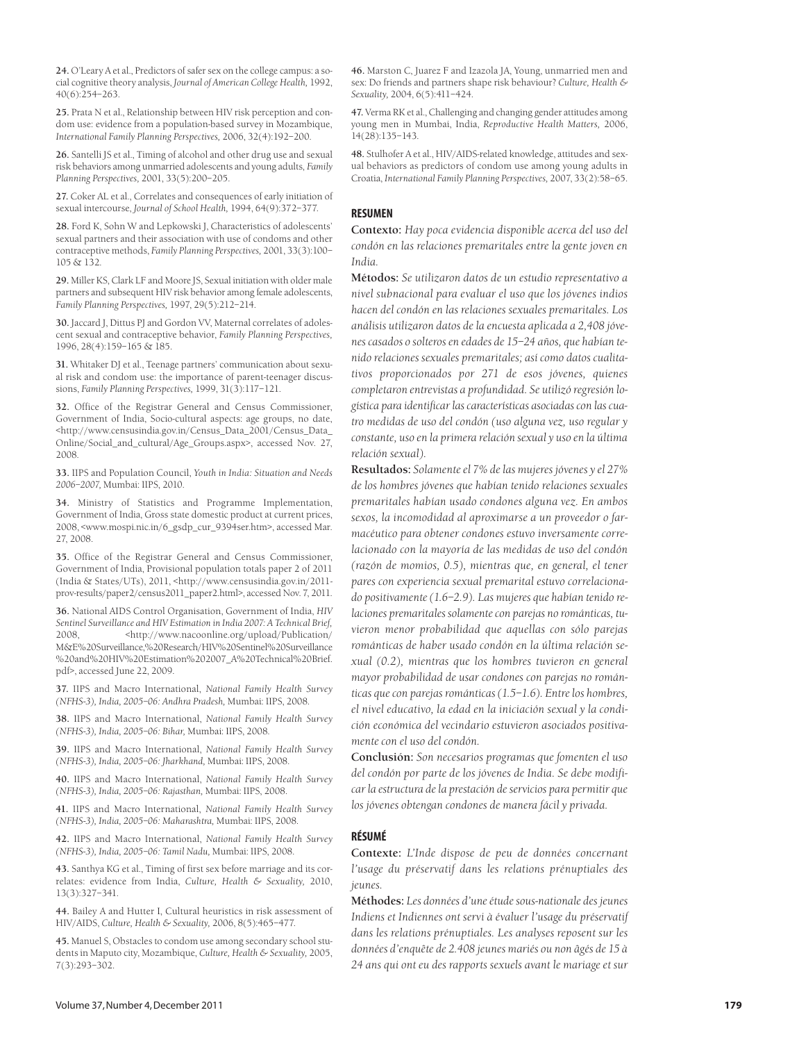**24.** O'Leary A et al., Predictors of safer sex on the college campus: a social cognitive theory analysis, *Journal of American College Health,* 1992, 40(6):254–263.

**25.** Prata N et al., Relationship between HIV risk perception and condom use: evidence from a population-based survey in Mozambique, *International Family Planning Perspectives,* 2006, 32(4):192–200.

**26.** Santelli JS et al., Timing of alcohol and other drug use and sexual risk behaviors among unmarried adolescents and young adults, *Family Planning Perspectives,* 2001, 33(5):200–205.

**27.** Coker AL et al., Correlates and consequences of early initiation of sexual intercourse, *Journal of School Health,* 1994, 64(9):372–377.

**28.** Ford K, Sohn W and Lepkowski J, Characteristics of adolescents' sexual partners and their association with use of condoms and other contraceptive methods, *Family Planning Perspectives,* 2001, 33(3):100–105 & 132.

**29.** Miller KS, Clark LF and Moore JS, Sexual initiation with older male partners and subsequent HIV risk behavior among female adolescents, *Family Planning Perspectives,* 1997, 29(5):212–214.

**30.** Jaccard J, Dittus PJ and Gordon VV, Maternal correlates of adolescent sexual and contraceptive behavior, *Family Planning Perspectives,* 1996, 28(4):159–165 & 185.

**31.** Whitaker DJ et al., Teenage partners' communication about sexual risk and condom use: the importance of parent-teenager discussions, *Family Planning Perspectives,* 1999, 31(3):117–121.

**32.** Office of the Registrar General and Census Commissioner, Government of India, Socio-cultural aspects: age groups, no date, <http://www.censusindia.gov.in/Census_Data_2001/Census_Data_Online/Social_and_cultural/Age_Groups.aspx>, accessed Nov. 27, 2008.

**33.** IIPS and Population Council, *Youth in India: Situation and Needs 2006–2007,* Mumbai: IIPS, 2010.

**34.** Ministry of Statistics and Programme Implementation, Government of India, Gross state domestic product at current prices, 2008, <www.mospi.nic.in/6_gsdp_cur_9394ser.htm>, accessed Mar. 27, 2008.

**35.** Office of the Registrar General and Census Commissioner, Government of India, Provisional population totals paper 2 of 2011 (India & States/UTs), 2011, <http://www.censusindia.gov.in/2011-prov-results/paper2/census2011_paper2.html>, accessed Nov. 7, 2011.

**36.** National AIDS Control Organisation, Government of India, *HIV Sentinel Surveillance and HIV Estimation in India 2007: A Technical Brief,* 2008, <http://www.nacoonline.org/upload/Publication/M&E%20Surveillance,%20Research/HIV%20Sentinel%20Surveillance%20and%20HIV%20Estimation%202007_A%20Technical%20Brief.pdf>, accessed June 22, 2009.

**37.** IIPS and Macro International, *National Family Health Survey (NFHS-3), India, 2005–06: Andhra Pradesh,* Mumbai: IIPS, 2008.

**38.** IIPS and Macro International, *National Family Health Survey (NFHS-3), India, 2005–06: Bihar,* Mumbai: IIPS, 2008.

**39.** IIPS and Macro International, *National Family Health Survey (NFHS-3), India, 2005–06: Jharkhand,* Mumbai: IIPS, 2008.

**40.** IIPS and Macro International, *National Family Health Survey (NFHS-3), India, 2005–06: Rajasthan,* Mumbai: IIPS, 2008.

**41.** IIPS and Macro International, *National Family Health Survey (NFHS-3), India, 2005–06: Maharashtra,* Mumbai: IIPS, 2008.

**42.** IIPS and Macro International, *National Family Health Survey (NFHS-3), India, 2005–06: Tamil Nadu,* Mumbai: IIPS, 2008.

**43.** Santhya KG et al., Timing of first sex before marriage and its correlates: evidence from India, *Culture, Health & Sexuality,* 2010, 13(3):327–341.

**44.** Bailey A and Hutter I, Cultural heuristics in risk assessment of HIV/AIDS, *Culture, Health & Sexuality,* 2006, 8(5):465–477.

**45.** Manuel S, Obstacles to condom use among secondary school students in Maputo city, Mozambique, *Culture, Health & Sexuality,* 2005, 7(3):293–302.

**46.** Marston C, Juarez F and Izazola JA, Young, unmarried men and sex: Do friends and partners shape risk behaviour? *Culture, Health & Sexuality,* 2004, 6(5):411–424.

**47.** Verma RK et al., Challenging and changing gender attitudes among young men in Mumbai, India, *Reproductive Health Matters,* 2006, 14(28):135–143.

**48.** Stulhofer A et al., HIV/AIDS-related knowledge, attitudes and sexual behaviors as predictors of condom use among young adults in Croatia, *International Family Planning Perspectives,* 2007, 33(2):58–65.

## RESUMEN

**Contexto:** *Hay poca evidencia disponible acerca del uso del condón en las relaciones premaritales entre la gente joven en India.*

**Métodos:** *Se utilizaron datos de un estudio representativo a nivel subnacional para evaluar el uso que los jóvenes indios hacen del condón en las relaciones sexuales premaritales. Los análisis utilizaron datos de la encuesta aplicada a 2,408 jóvenes casados o solteros en edades de 15–24 años, que habían tenido relaciones sexuales premaritales; así como datos cualitativos proporcionados por 271 de esos jóvenes, quienes completaron entrevistas a profundidad. Se utilizó regresión logística para identificar las características asociadas con las cuatro medidas de uso del condón (uso alguna vez, uso regular y constante, uso en la primera relación sexual y uso en la última relación sexual).*

**Resultados:** *Solamente el 7% de las mujeres jóvenes y el 27% de los hombres jóvenes que habían tenido relaciones sexuales premaritales habían usado condones alguna vez. En ambos sexos, la incomodidad al aproximarse a un proveedor o farmacéutico para obtener condones estuvo inversamente correlacionado con la mayoría de las medidas de uso del condón (razón de momios, 0.5), mientras que, en general, el tener pares con experiencia sexual premarital estuvo correlacionado positivamente (1.6–2.9). Las mujeres que habían tenido relaciones premaritales solamente con parejas no románticas, tuvieron menor probabilidad que aquellas con sólo parejas románticas de haber usado condón en la última relación sexual (0.2), mientras que los hombres tuvieron en general mayor probabilidad de usar condones con parejas no románticas que con parejas románticas (1.5–1.6). Entre los hombres, el nivel educativo, la edad en la iniciación sexual y la condición económica del vecindario estuvieron asociados positivamente con el uso del condón.*

**Conclusión:** *Son necesarios programas que fomenten el uso del condón por parte de los jóvenes de India. Se debe modificar la estructura de la prestación de servicios para permitir que los jóvenes obtengan condones de manera fácil y privada.*

## RÉSUMÉ

**Contexte:** *L'Inde dispose de peu de données concernant l'usage du préservatif dans les relations prénuptiales des jeunes.*

**Méthodes:** *Les données d'une étude sous-nationale des jeunes Indiens et Indiennes ont servi à évaluer l'usage du préservatif dans les relations prénuptiales. Les analyses reposent sur les données d'enquête de 2.408 jeunes mariés ou non âgés de 15 à 24 ans qui ont eu des rapports sexuels avant le mariage et sur*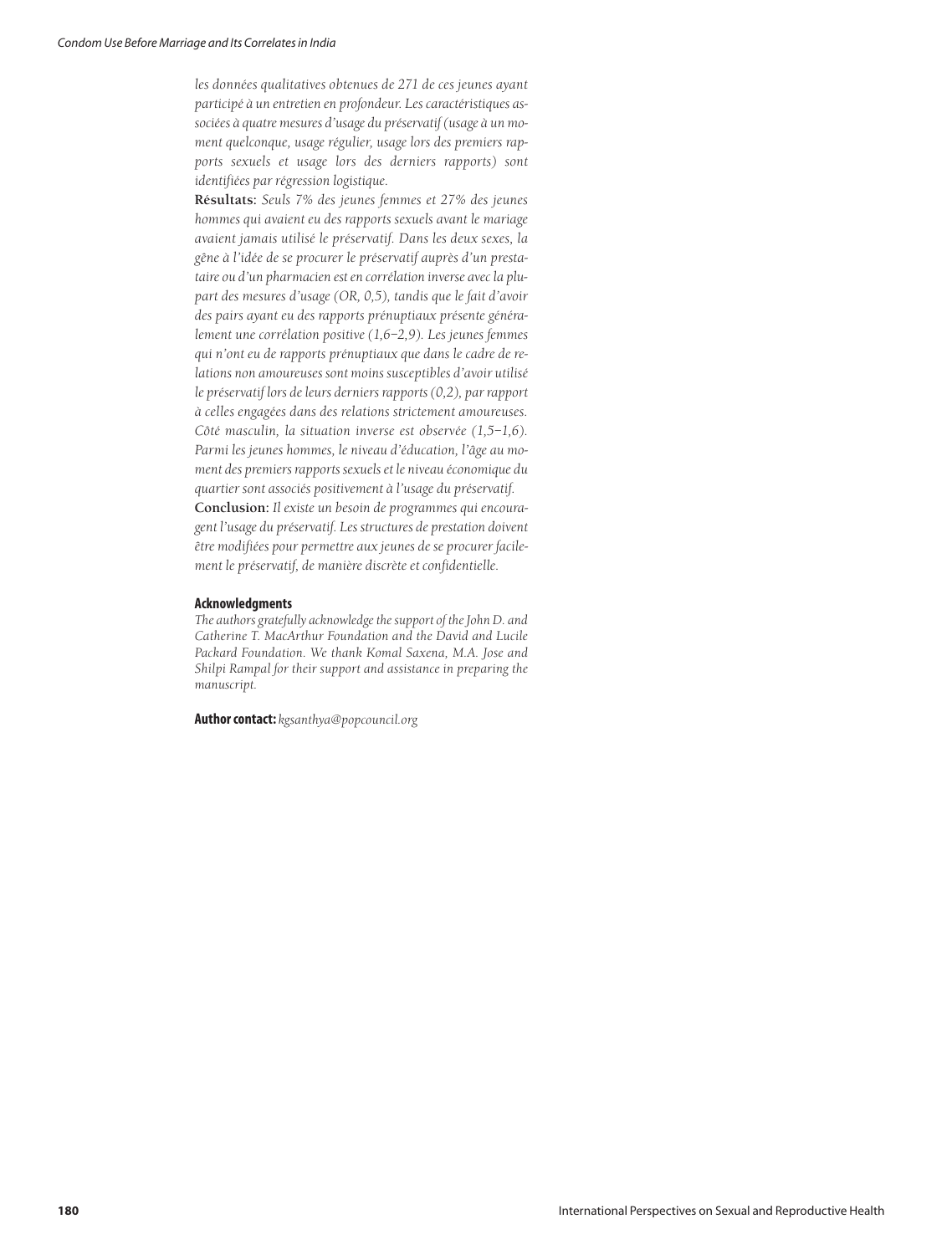*les données qualitatives obtenues de 271 de ces jeunes ayant participé à un entretien en profondeur. Les caractéristiques associées à quatre mesures d'usage du préservatif (usage à un moment quelconque, usage régulier, usage lors des premiers rapports sexuels et usage lors des derniers rapports) sont identifiées par régression logistique.*

**Résultats:** *Seuls 7% des jeunes femmes et 27% des jeunes hommes qui avaient eu des rapports sexuels avant le mariage avaient jamais utilisé le préservatif. Dans les deux sexes, la gêne à l'idée de se procurer le préservatif auprès d'un prestataire ou d'un pharmacien est en corrélation inverse avec la plupart des mesures d'usage (OR, 0,5), tandis que le fait d'avoir des pairs ayant eu des rapports prénuptiaux présente généralement une corrélation positive (1,6–2,9). Les jeunes femmes qui n'ont eu de rapports prénuptiaux que dans le cadre de relations non amoureuses sont moins susceptibles d'avoir utilisé le préservatif lors de leurs derniers rapports (0,2), par rapport à celles engagées dans des relations strictement amoureuses. Côté masculin, la situation inverse est observée (1,5–1,6). Parmi les jeunes hommes, le niveau d'éducation, l'âge au moment des premiers rapports sexuels et le niveau économique du quartier sont associés positivement à l'usage du préservatif.*

**Conclusion:** *Il existe un besoin de programmes qui encouragent l'usage du préservatif. Les structures de prestation doivent être modifiées pour permettre aux jeunes de se procurer facilement le préservatif, de manière discrète et confidentielle.*

### Acknowledgments

*The authors gratefully acknowledge the support of the John D. and Catherine T. MacArthur Foundation and the David and Lucile Packard Foundation. We thank Komal Saxena, M.A. Jose and Shilpi Rampal for their support and assistance in preparing the manuscript.*

**Author contact:** *kgsanthya@popcouncil.org*